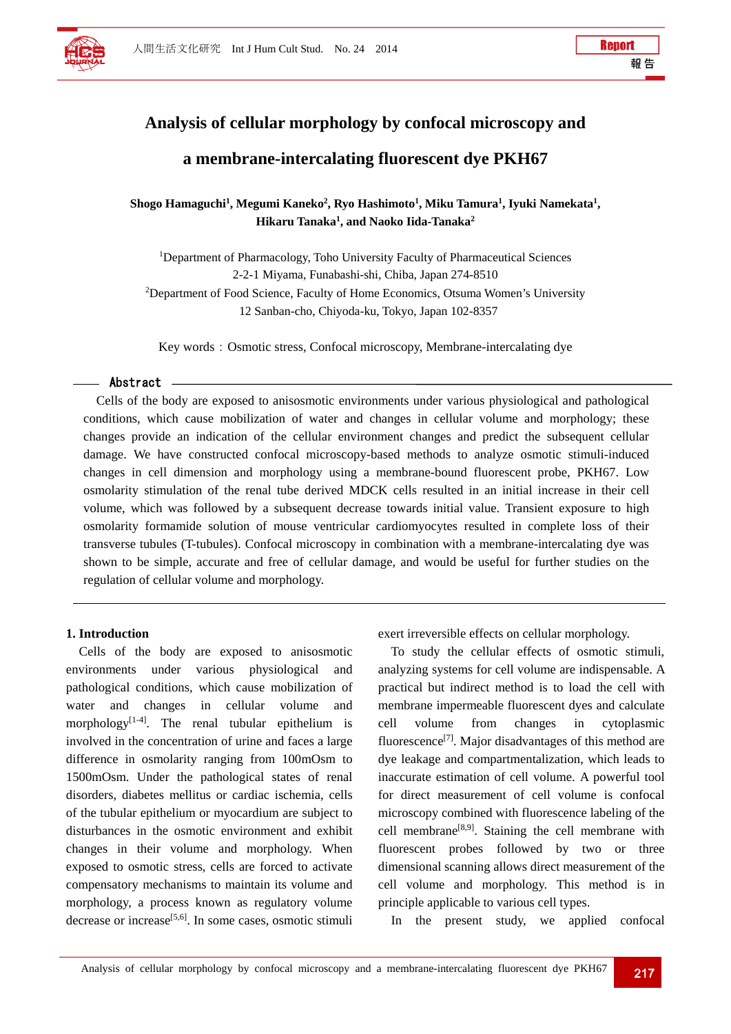# Analysis of cellular morphology by confocal microscopy and a membrane-intercalating fluorescent dye PKH67

**Shogo Hamaguchi[1], Megumi Kaneko[2], Ryo Hashimoto[1], Miku Tamura[1], Iyuki Namekata[1], Hikaru Tanaka[1], and Naoko Iida-Tanaka[2]**

[1]Department of Pharmacology, Toho University Faculty of Pharmaceutical Sciences
2-2-1 Miyama, Funabashi-shi, Chiba, Japan 274-8510

[2]Department of Food Science, Faculty of Home Economics, Otsuma Women's University
12 Sanban-cho, Chiyoda-ku, Tokyo, Japan 102-8357

Key words：Osmotic stress, Confocal microscopy, Membrane-intercalating dye

## Abstract

Cells of the body are exposed to anisosmotic environments under various physiological and pathological conditions, which cause mobilization of water and changes in cellular volume and morphology; these changes provide an indication of the cellular environment changes and predict the subsequent cellular damage. We have constructed confocal microscopy-based methods to analyze osmotic stimuli-induced changes in cell dimension and morphology using a membrane-bound fluorescent probe, PKH67. Low osmolarity stimulation of the renal tube derived MDCK cells resulted in an initial increase in their cell volume, which was followed by a subsequent decrease towards initial value. Transient exposure to high osmolarity formamide solution of mouse ventricular cardiomyocytes resulted in complete loss of their transverse tubules (T-tubules). Confocal microscopy in combination with a membrane-intercalating dye was shown to be simple, accurate and free of cellular damage, and would be useful for further studies on the regulation of cellular volume and morphology.

## 1. Introduction

Cells of the body are exposed to anisosmotic environments under various physiological and pathological conditions, which cause mobilization of water and changes in cellular volume and morphology[1-4]. The renal tubular epithelium is involved in the concentration of urine and faces a large difference in osmolarity ranging from 100mOsm to 1500mOsm. Under the pathological states of renal disorders, diabetes mellitus or cardiac ischemia, cells of the tubular epithelium or myocardium are subject to disturbances in the osmotic environment and exhibit changes in their volume and morphology. When exposed to osmotic stress, cells are forced to activate compensatory mechanisms to maintain its volume and morphology, a process known as regulatory volume decrease or increase[5,6]. In some cases, osmotic stimuli exert irreversible effects on cellular morphology.

To study the cellular effects of osmotic stimuli, analyzing systems for cell volume are indispensable. A practical but indirect method is to load the cell with membrane impermeable fluorescent dyes and calculate cell volume from changes in cytoplasmic fluorescence[7]. Major disadvantages of this method are dye leakage and compartmentalization, which leads to inaccurate estimation of cell volume. A powerful tool for direct measurement of cell volume is confocal microscopy combined with fluorescence labeling of the cell membrane[8,9]. Staining the cell membrane with fluorescent probes followed by two or three dimensional scanning allows direct measurement of the cell volume and morphology. This method is in principle applicable to various cell types.

In the present study, we applied confocal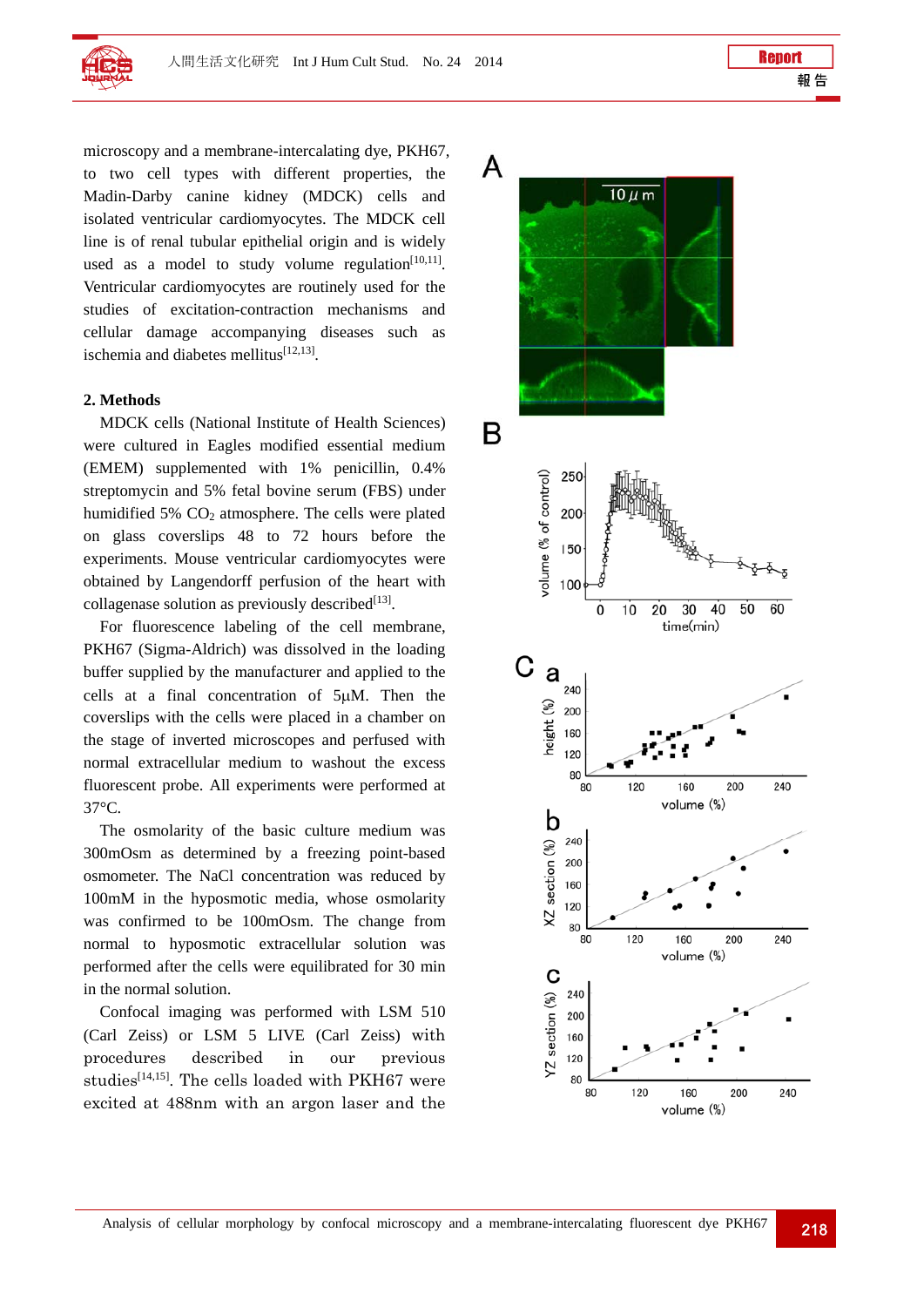microscopy and a membrane-intercalating dye, PKH67, to two cell types with different properties, the Madin-Darby canine kidney (MDCK) cells and isolated ventricular cardiomyocytes. The MDCK cell line is of renal tubular epithelial origin and is widely used as a model to study volume regulation[10,11]. Ventricular cardiomyocytes are routinely used for the studies of excitation-contraction mechanisms and cellular damage accompanying diseases such as ischemia and diabetes mellitus[12,13].

## 2. Methods

MDCK cells (National Institute of Health Sciences) were cultured in Eagles modified essential medium (EMEM) supplemented with 1% penicillin, 0.4% streptomycin and 5% fetal bovine serum (FBS) under humidified 5% $CO_2$ atmosphere. The cells were plated on glass coverslips 48 to 72 hours before the experiments. Mouse ventricular cardiomyocytes were obtained by Langendorff perfusion of the heart with collagenase solution as previously described[13].

For fluorescence labeling of the cell membrane, PKH67 (Sigma-Aldrich) was dissolved in the loading buffer supplied by the manufacturer and applied to the cells at a final concentration of 5μM. Then the coverslips with the cells were placed in a chamber on the stage of inverted microscopes and perfused with normal extracellular medium to washout the excess fluorescent probe. All experiments were performed at 37°C.

The osmolarity of the basic culture medium was 300mOsm as determined by a freezing point-based osmometer. The NaCl concentration was reduced by 100mM in the hyposmotic media, whose osmolarity was confirmed to be 100mOsm. The change from normal to hyposmotic extracellular solution was performed after the cells were equilibrated for 30 min in the normal solution.

Confocal imaging was performed with LSM 510 (Carl Zeiss) or LSM 5 LIVE (Carl Zeiss) with procedures described in our previous studies[14,15]. The cells loaded with PKH67 were excited at 488nm with an argon laser and the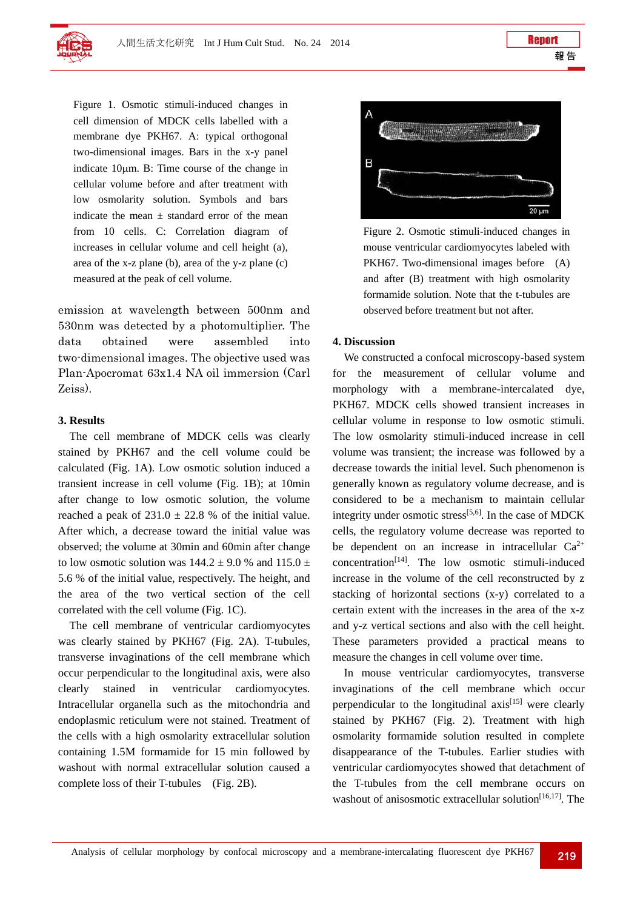Figure 1. Osmotic stimuli-induced changes in cell dimension of MDCK cells labelled with a membrane dye PKH67. A: typical orthogonal two-dimensional images. Bars in the x-y panel indicate 10μm. B: Time course of the change in cellular volume before and after treatment with low osmolarity solution. Symbols and bars indicate the mean ± standard error of the mean from 10 cells. C: Correlation diagram of increases in cellular volume and cell height (a), area of the x-z plane (b), area of the y-z plane (c) measured at the peak of cell volume.

emission at wavelength between 500nm and 530nm was detected by a photomultiplier. The data obtained were assembled into two-dimensional images. The objective used was Plan-Apocromat 63x1.4 NA oil immersion (Carl Zeiss).

## 3. Results

The cell membrane of MDCK cells was clearly stained by PKH67 and the cell volume could be calculated (Fig. 1A). Low osmotic solution induced a transient increase in cell volume (Fig. 1B); at 10min after change to low osmotic solution, the volume reached a peak of 231.0 ± 22.8 % of the initial value. After which, a decrease toward the initial value was observed; the volume at 30min and 60min after change to low osmotic solution was 144.2 ± 9.0 % and 115.0 ± 5.6 % of the initial value, respectively. The height, and the area of the two vertical section of the cell correlated with the cell volume (Fig. 1C).

The cell membrane of ventricular cardiomyocytes was clearly stained by PKH67 (Fig. 2A). T-tubules, transverse invaginations of the cell membrane which occur perpendicular to the longitudinal axis, were also clearly stained in ventricular cardiomyocytes. Intracellular organella such as the mitochondria and endoplasmic reticulum were not stained. Treatment of the cells with a high osmolarity extracellular solution containing 1.5M formamide for 15 min followed by washout with normal extracellular solution caused a complete loss of their T-tubules (Fig. 2B).

Figure 2. Osmotic stimuli-induced changes in mouse ventricular cardiomyocytes labeled with PKH67. Two-dimensional images before (A) and after (B) treatment with high osmolarity formamide solution. Note that the t-tubules are observed before treatment but not after.

## 4. Discussion

We constructed a confocal microscopy-based system for the measurement of cellular volume and morphology with a membrane-intercalated dye, PKH67. MDCK cells showed transient increases in cellular volume in response to low osmotic stimuli. The low osmolarity stimuli-induced increase in cell volume was transient; the increase was followed by a decrease towards the initial level. Such phenomenon is generally known as regulatory volume decrease, and is considered to be a mechanism to maintain cellular integrity under osmotic stress[5,6]. In the case of MDCK cells, the regulatory volume decrease was reported to be dependent on an increase in intracellular $Ca^{2+}$ concentration[14]. The low osmotic stimuli-induced increase in the volume of the cell reconstructed by z stacking of horizontal sections (x-y) correlated to a certain extent with the increases in the area of the x-z and y-z vertical sections and also with the cell height. These parameters provided a practical means to measure the changes in cell volume over time.

In mouse ventricular cardiomyocytes, transverse invaginations of the cell membrane which occur perpendicular to the longitudinal axis[15] were clearly stained by PKH67 (Fig. 2). Treatment with high osmolarity formamide solution resulted in complete disappearance of the T-tubules. Earlier studies with ventricular cardiomyocytes showed that detachment of the T-tubules from the cell membrane occurs on washout of anisosmotic extracellular solution[16,17]. The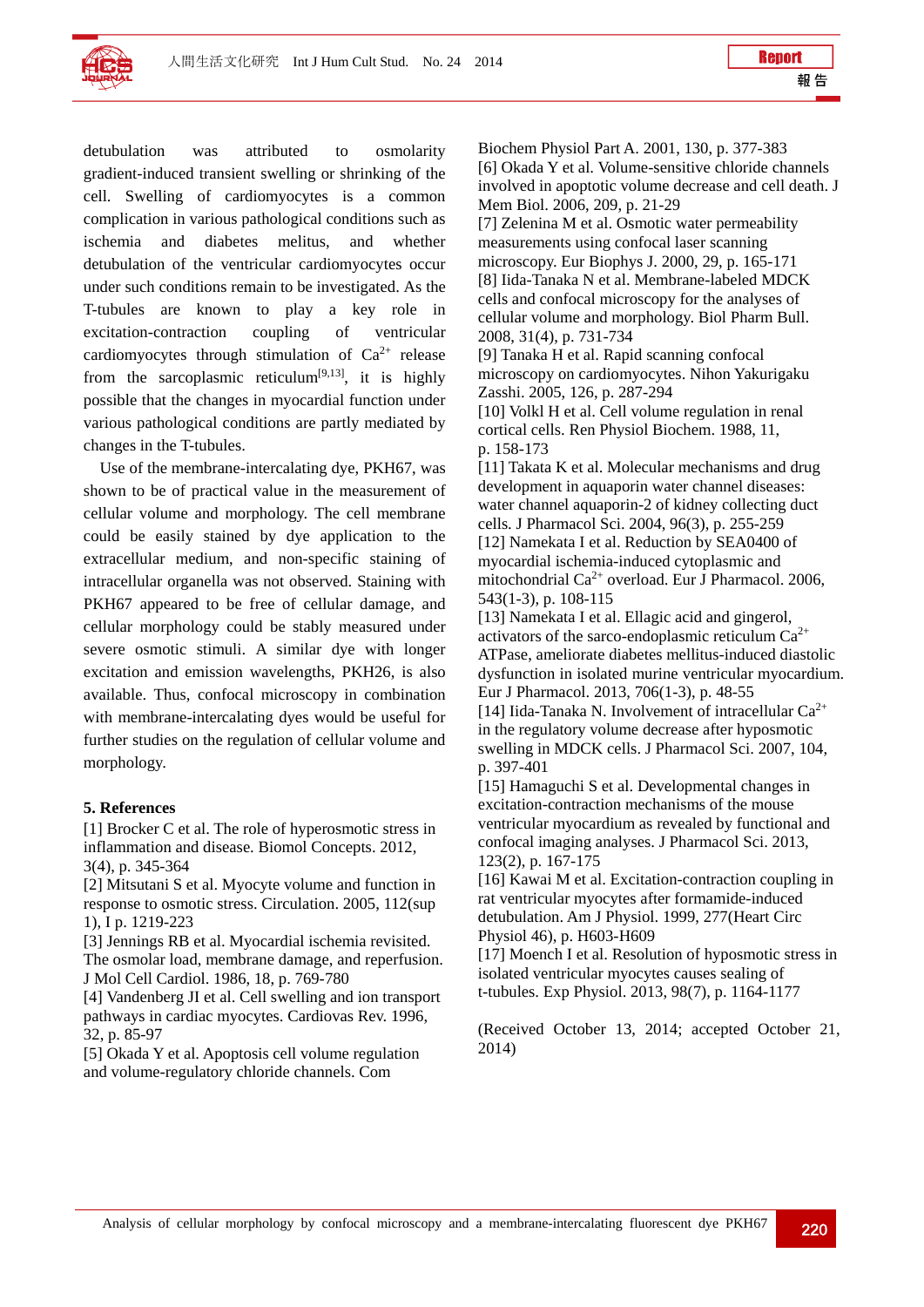detubulation was attributed to osmolarity gradient-induced transient swelling or shrinking of the cell. Swelling of cardiomyocytes is a common complication in various pathological conditions such as ischemia and diabetes melitus, and whether detubulation of the ventricular cardiomyocytes occur under such conditions remain to be investigated. As the T-tubules are known to play a key role in excitation-contraction coupling of ventricular cardiomyocytes through stimulation of $Ca^{2+}$ release from the sarcoplasmic reticulum[9,13], it is highly possible that the changes in myocardial function under various pathological conditions are partly mediated by changes in the T-tubules.

Use of the membrane-intercalating dye, PKH67, was shown to be of practical value in the measurement of cellular volume and morphology. The cell membrane could be easily stained by dye application to the extracellular medium, and non-specific staining of intracellular organella was not observed. Staining with PKH67 appeared to be free of cellular damage, and cellular morphology could be stably measured under severe osmotic stimuli. A similar dye with longer excitation and emission wavelengths, PKH26, is also available. Thus, confocal microscopy in combination with membrane-intercalating dyes would be useful for further studies on the regulation of cellular volume and morphology.

## 5. References

[1] Brocker C et al. The role of hyperosmotic stress in inflammation and disease. Biomol Concepts. 2012, 3(4), p. 345-364

[2] Mitsutani S et al. Myocyte volume and function in response to osmotic stress. Circulation. 2005, 112(sup 1), I p. 1219-223

[3] Jennings RB et al. Myocardial ischemia revisited. The osmolar load, membrane damage, and reperfusion. J Mol Cell Cardiol. 1986, 18, p. 769-780

[4] Vandenberg JI et al. Cell swelling and ion transport pathways in cardiac myocytes. Cardiovas Rev. 1996, 32, p. 85-97

[5] Okada Y et al. Apoptosis cell volume regulation and volume-regulatory chloride channels. Com Biochem Physiol Part A. 2001, 130, p. 377-383

[6] Okada Y et al. Volume-sensitive chloride channels involved in apoptotic volume decrease and cell death. J Mem Biol. 2006, 209, p. 21-29

[7] Zelenina M et al. Osmotic water permeability measurements using confocal laser scanning microscopy. Eur Biophys J. 2000, 29, p. 165-171

[8] Iida-Tanaka N et al. Membrane-labeled MDCK cells and confocal microscopy for the analyses of cellular volume and morphology. Biol Pharm Bull. 2008, 31(4), p. 731-734

[9] Tanaka H et al. Rapid scanning confocal microscopy on cardiomyocytes. Nihon Yakurigaku Zasshi. 2005, 126, p. 287-294

[10] Volkl H et al. Cell volume regulation in renal cortical cells. Ren Physiol Biochem. 1988, 11, p. 158-173

[11] Takata K et al. Molecular mechanisms and drug development in aquaporin water channel diseases: water channel aquaporin-2 of kidney collecting duct cells. J Pharmacol Sci. 2004, 96(3), p. 255-259

[12] Namekata I et al. Reduction by SEA0400 of myocardial ischemia-induced cytoplasmic and mitochondrial $Ca^{2+}$ overload. Eur J Pharmacol. 2006, 543(1-3), p. 108-115

[13] Namekata I et al. Ellagic acid and gingerol, activators of the sarco-endoplasmic reticulum $Ca^{2+}$ ATPase, ameliorate diabetes mellitus-induced diastolic dysfunction in isolated murine ventricular myocardium. Eur J Pharmacol. 2013, 706(1-3), p. 48-55

[14] Iida-Tanaka N. Involvement of intracellular $Ca^{2+}$ in the regulatory volume decrease after hyposmotic swelling in MDCK cells. J Pharmacol Sci. 2007, 104, p. 397-401

[15] Hamaguchi S et al. Developmental changes in excitation-contraction mechanisms of the mouse ventricular myocardium as revealed by functional and confocal imaging analyses. J Pharmacol Sci. 2013, 123(2), p. 167-175

[16] Kawai M et al. Excitation-contraction coupling in rat ventricular myocytes after formamide-induced detubulation. Am J Physiol. 1999, 277(Heart Circ Physiol 46), p. H603-H609

[17] Moench I et al. Resolution of hyposmotic stress in isolated ventricular myocytes causes sealing of t-tubules. Exp Physiol. 2013, 98(7), p. 1164-1177

(Received October 13, 2014; accepted October 21, 2014)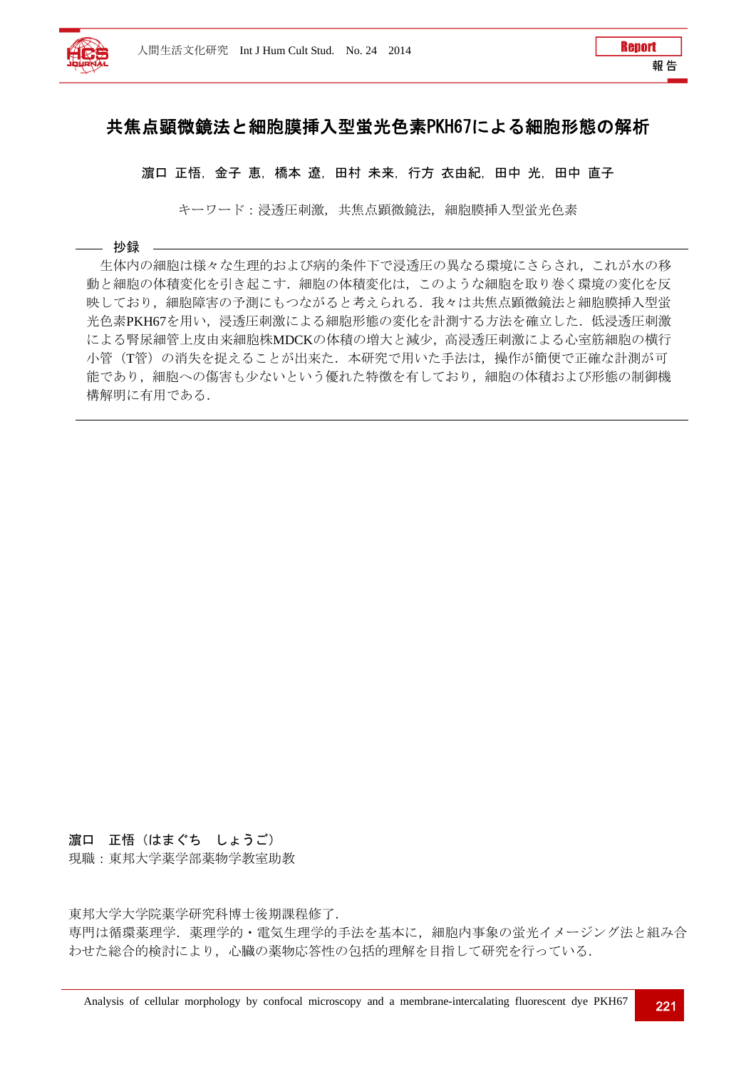# 共焦点顕微鏡法と細胞膜挿入型蛍光色素PKH67による細胞形態の解析

**濵口 正悟，金子 恵，橋本 遼，田村 未来，行方 衣由紀，田中 光，田中 直子**

キーワード：浸透圧刺激，共焦点顕微鏡法，細胞膜挿入型蛍光色素

## 抄録

生体内の細胞は様々な生理的および病的条件下で浸透圧の異なる環境にさらされ，これが水の移動と細胞の体積変化を引き起こす．細胞の体積変化は，このような細胞を取り巻く環境の変化を反映しており，細胞障害の予測にもつながると考えられる．我々は共焦点顕微鏡法と細胞膜挿入型蛍光色素PKH67を用い，浸透圧刺激による細胞形態の変化を計測する方法を確立した．低浸透圧刺激による腎尿細管上皮由来細胞株MDCKの体積の増大と減少，高浸透圧刺激による心室筋細胞の横行小管（T管）の消失を捉えることが出来た．本研究で用いた手法は，操作が簡便で正確な計測が可能であり，細胞への傷害も少ないという優れた特徴を有しており，細胞の体積および形態の制御機構解明に有用である．

---

**濵口　正悟（はまぐち　しょうご）**
現職：東邦大学薬学部薬物学教室助教

東邦大学大学院薬学研究科博士後期課程修了．
専門は循環薬理学．薬理学的・電気生理学的手法を基本に，細胞内事象の蛍光イメージング法と組み合わせた総合的検討により，心臓の薬物応答性の包括的理解を目指して研究を行っている．

Analysis of cellular morphology by confocal microscopy and a membrane-intercalating fluorescent dye PKH67